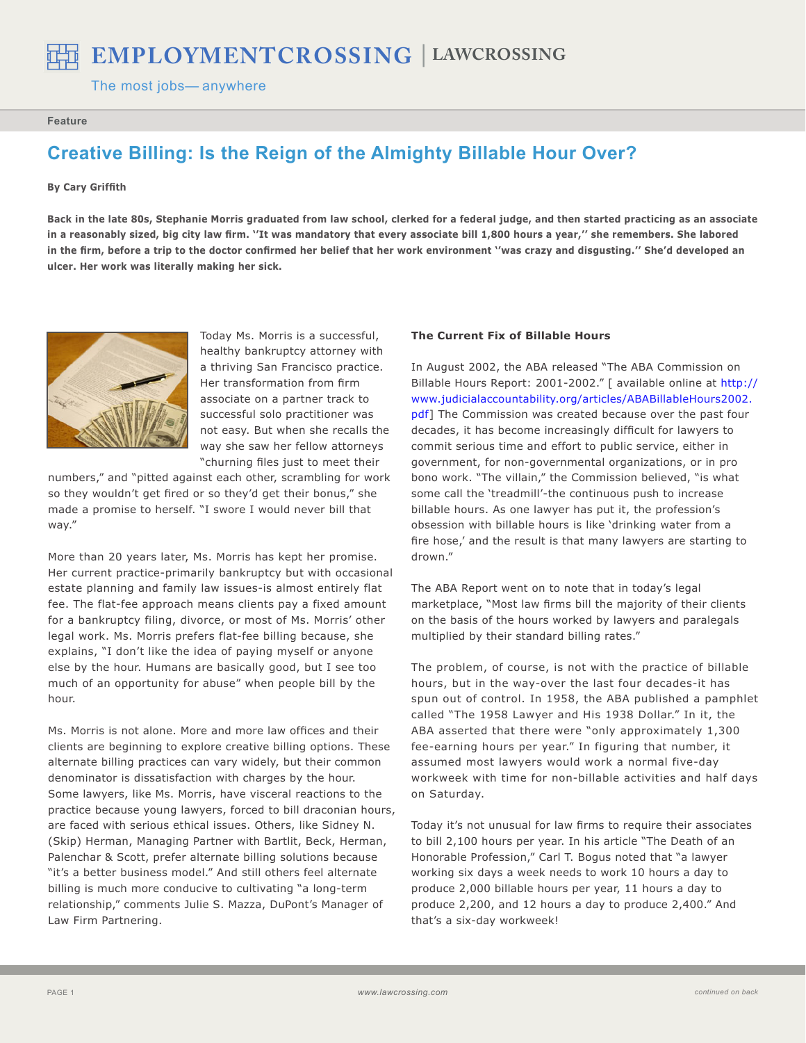Feature

# Creative Billing: Is the Reign of the Almighty Billable Hour Over?

**By Cary Griffith**

**Back in the late 80s, Stephanie Morris graduated from law school, clerked for a federal judge, and then started practicing as an associate in a reasonably sized, big city law firm. ''It was mandatory that every associate bill 1,800 hours a year,'' she remembers. She labored in the firm, before a trip to the doctor confirmed her belief that her work environment ''was crazy and disgusting.'' She'd developed an ulcer. Her work was literally making her sick.**

Today Ms. Morris is a successful, healthy bankruptcy attorney with a thriving San Francisco practice. Her transformation from firm associate on a partner track to successful solo practitioner was not easy. But when she recalls the way she saw her fellow attorneys "churning files just to meet their numbers," and "pitted against each other, scrambling for work so they wouldn't get fired or so they'd get their bonus," she made a promise to herself. "I swore I would never bill that way."

More than 20 years later, Ms. Morris has kept her promise. Her current practice-primarily bankruptcy but with occasional estate planning and family law issues-is almost entirely flat fee. The flat-fee approach means clients pay a fixed amount for a bankruptcy filing, divorce, or most of Ms. Morris' other legal work. Ms. Morris prefers flat-fee billing because, she explains, "I don't like the idea of paying myself or anyone else by the hour. Humans are basically good, but I see too much of an opportunity for abuse" when people bill by the hour.

Ms. Morris is not alone. More and more law offices and their clients are beginning to explore creative billing options. These alternate billing practices can vary widely, but their common denominator is dissatisfaction with charges by the hour. Some lawyers, like Ms. Morris, have visceral reactions to the practice because young lawyers, forced to bill draconian hours, are faced with serious ethical issues. Others, like Sidney N. (Skip) Herman, Managing Partner with Bartlit, Beck, Herman, Palenchar & Scott, prefer alternate billing solutions because "it's a better business model." And still others feel alternate billing is much more conducive to cultivating "a long-term relationship," comments Julie S. Mazza, DuPont's Manager of Law Firm Partnering.

**The Current Fix of Billable Hours**

In August 2002, the ABA released "The ABA Commission on Billable Hours Report: 2001-2002." [ available online at http://www.judicialaccountability.org/articles/ABABillableHours2002.pdf] The Commission was created because over the past four decades, it has become increasingly difficult for lawyers to commit serious time and effort to public service, either in government, for non-governmental organizations, or in pro bono work. "The villain," the Commission believed, "is what some call the 'treadmill'-the continuous push to increase billable hours. As one lawyer has put it, the profession's obsession with billable hours is like 'drinking water from a fire hose,' and the result is that many lawyers are starting to drown."

The ABA Report went on to note that in today's legal marketplace, "Most law firms bill the majority of their clients on the basis of the hours worked by lawyers and paralegals multiplied by their standard billing rates."

The problem, of course, is not with the practice of billable hours, but in the way-over the last four decades-it has spun out of control. In 1958, the ABA published a pamphlet called "The 1958 Lawyer and His 1938 Dollar." In it, the ABA asserted that there were "only approximately 1,300 fee-earning hours per year." In figuring that number, it assumed most lawyers would work a normal five-day workweek with time for non-billable activities and half days on Saturday.

Today it's not unusual for law firms to require their associates to bill 2,100 hours per year. In his article "The Death of an Honorable Profession," Carl T. Bogus noted that "a lawyer working six days a week needs to work 10 hours a day to produce 2,000 billable hours per year, 11 hours a day to produce 2,200, and 12 hours a day to produce 2,400." And that's a six-day workweek!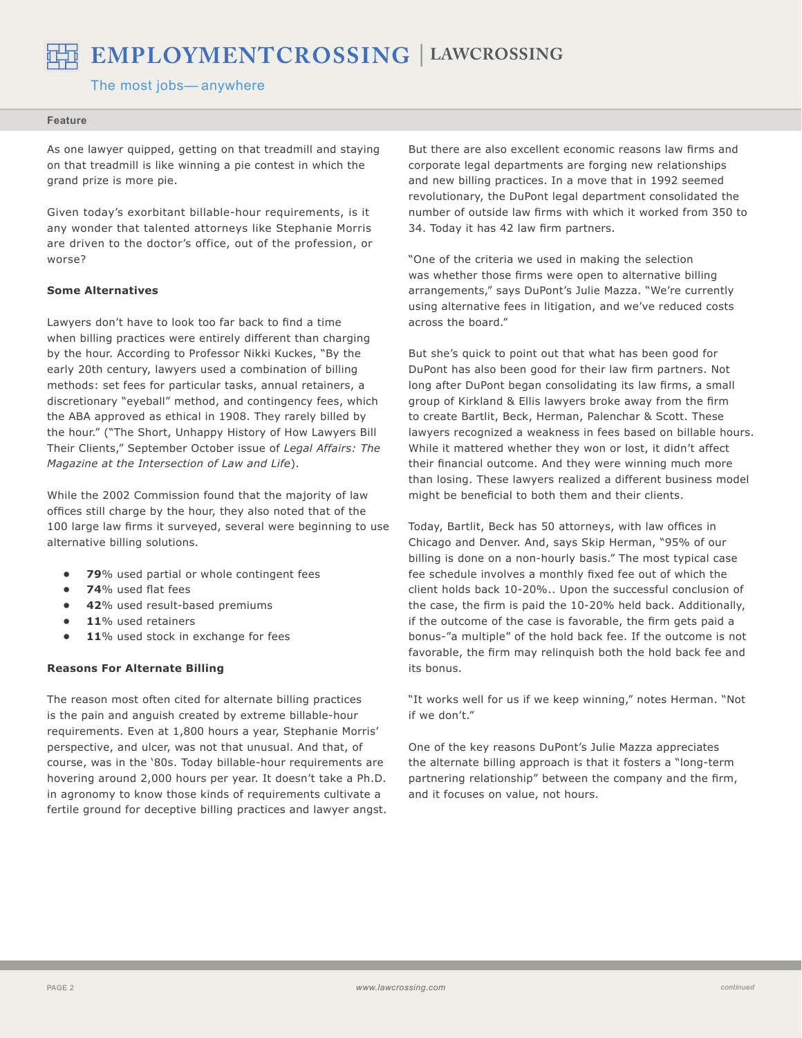As one lawyer quipped, getting on that treadmill and staying on that treadmill is like winning a pie contest in which the grand prize is more pie.

Given today's exorbitant billable-hour requirements, is it any wonder that talented attorneys like Stephanie Morris are driven to the doctor's office, out of the profession, or worse?

**Some Alternatives**

Lawyers don't have to look too far back to find a time when billing practices were entirely different than charging by the hour. According to Professor Nikki Kuckes, "By the early 20th century, lawyers used a combination of billing methods: set fees for particular tasks, annual retainers, a discretionary "eyeball" method, and contingency fees, which the ABA approved as ethical in 1908. They rarely billed by the hour." ("The Short, Unhappy History of How Lawyers Bill Their Clients," September October issue of *Legal Affairs: The Magazine at the Intersection of Law and Life*).

While the 2002 Commission found that the majority of law offices still charge by the hour, they also noted that of the 100 large law firms it surveyed, several were beginning to use alternative billing solutions.

- **79**% used partial or whole contingent fees
- **74**% used flat fees
- **42**% used result-based premiums
- **11**% used retainers
- **11**% used stock in exchange for fees

**Reasons For Alternate Billing**

The reason most often cited for alternate billing practices is the pain and anguish created by extreme billable-hour requirements. Even at 1,800 hours a year, Stephanie Morris' perspective, and ulcer, was not that unusual. And that, of course, was in the '80s. Today billable-hour requirements are hovering around 2,000 hours per year. It doesn't take a Ph.D. in agronomy to know those kinds of requirements cultivate a fertile ground for deceptive billing practices and lawyer angst.

But there are also excellent economic reasons law firms and corporate legal departments are forging new relationships and new billing practices. In a move that in 1992 seemed revolutionary, the DuPont legal department consolidated the number of outside law firms with which it worked from 350 to 34. Today it has 42 law firm partners.

"One of the criteria we used in making the selection was whether those firms were open to alternative billing arrangements," says DuPont's Julie Mazza. "We're currently using alternative fees in litigation, and we've reduced costs across the board."

But she's quick to point out that what has been good for DuPont has also been good for their law firm partners. Not long after DuPont began consolidating its law firms, a small group of Kirkland & Ellis lawyers broke away from the firm to create Bartlit, Beck, Herman, Palenchar & Scott. These lawyers recognized a weakness in fees based on billable hours. While it mattered whether they won or lost, it didn't affect their financial outcome. And they were winning much more than losing. These lawyers realized a different business model might be beneficial to both them and their clients.

Today, Bartlit, Beck has 50 attorneys, with law offices in Chicago and Denver. And, says Skip Herman, "95% of our billing is done on a non-hourly basis." The most typical case fee schedule involves a monthly fixed fee out of which the client holds back 10-20%.. Upon the successful conclusion of the case, the firm is paid the 10-20% held back. Additionally, if the outcome of the case is favorable, the firm gets paid a bonus-"a multiple" of the hold back fee. If the outcome is not favorable, the firm may relinquish both the hold back fee and its bonus.

"It works well for us if we keep winning," notes Herman. "Not if we don't."

One of the key reasons DuPont's Julie Mazza appreciates the alternate billing approach is that it fosters a "long-term partnering relationship" between the company and the firm, and it focuses on value, not hours.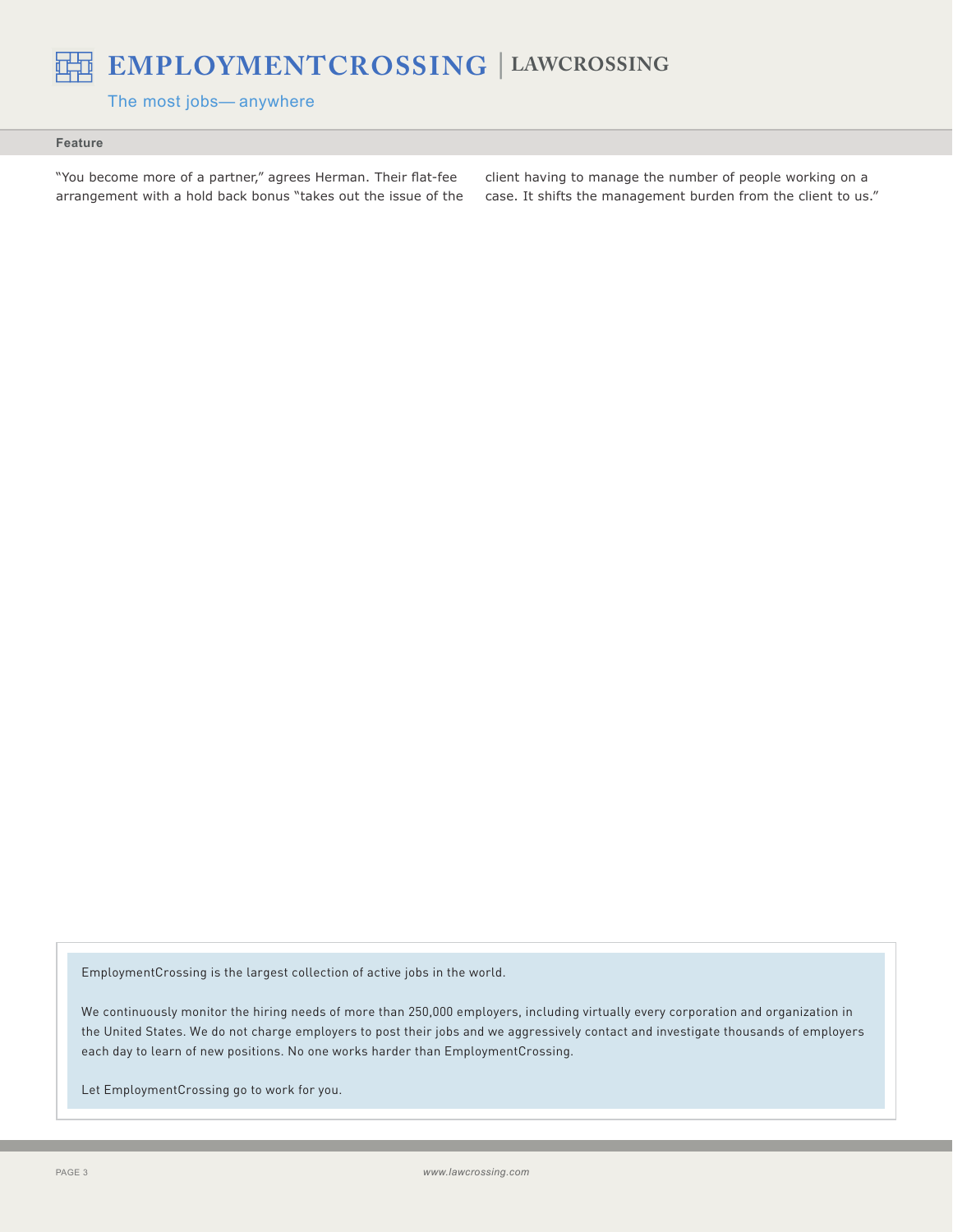"You become more of a partner," agrees Herman. Their flat-fee arrangement with a hold back bonus "takes out the issue of the client having to manage the number of people working on a case. It shifts the management burden from the client to us."

EmploymentCrossing is the largest collection of active jobs in the world.

We continuously monitor the hiring needs of more than 250,000 employers, including virtually every corporation and organization in the United States. We do not charge employers to post their jobs and we aggressively contact and investigate thousands of employers each day to learn of new positions. No one works harder than EmploymentCrossing.

Let EmploymentCrossing go to work for you.